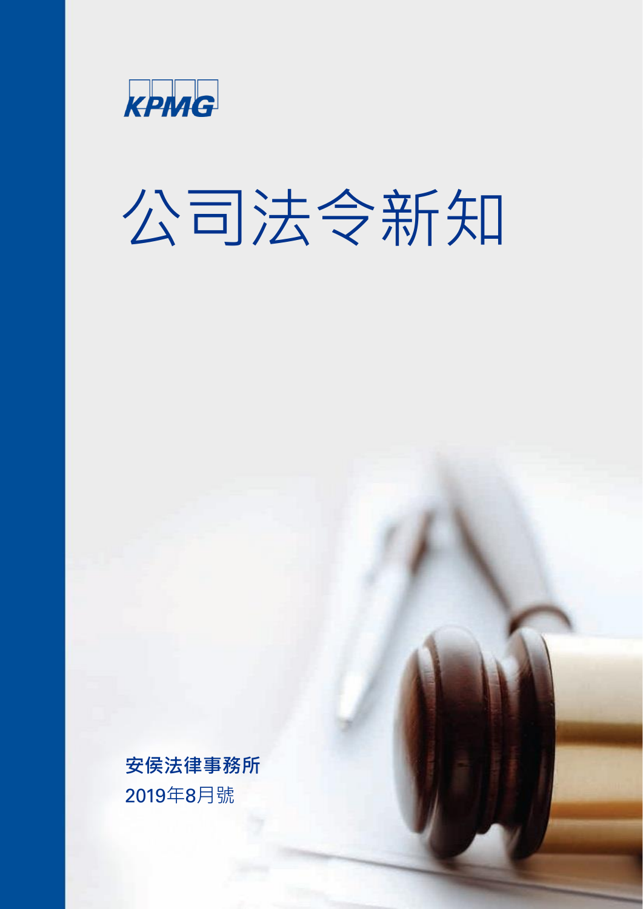KPMG

# 公司法令新知

安侯法律事務所

2019年8月號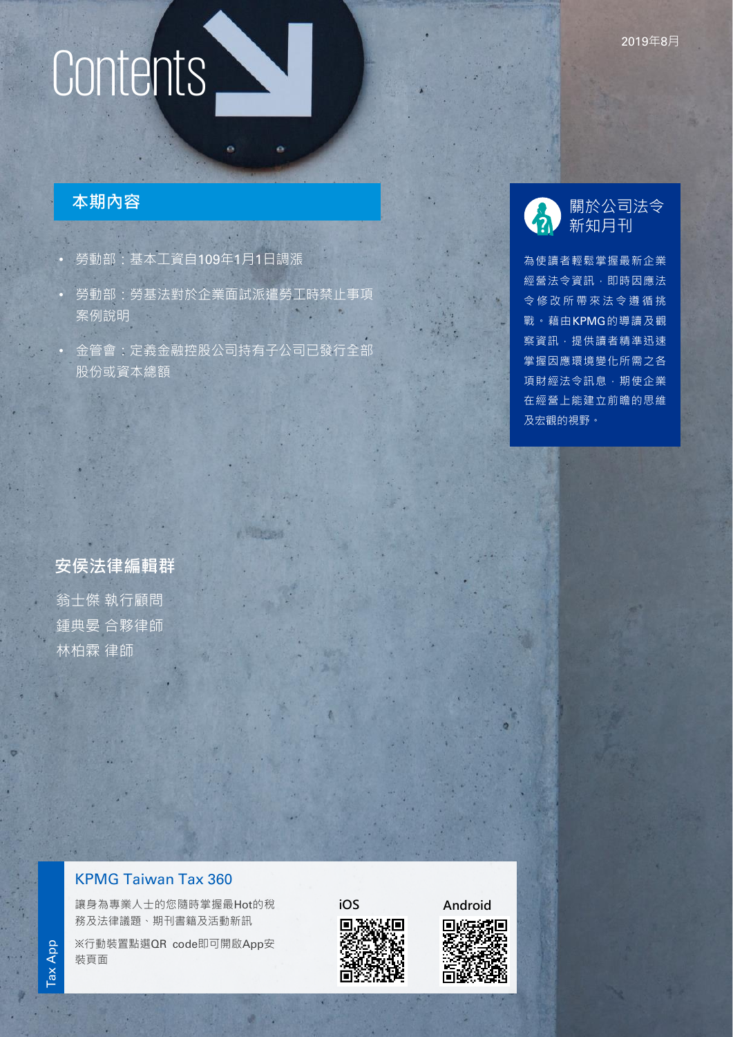2019年8月

# Contents

## 本期內容

- 勞動部：基本工資自109年1月1日調漲
- 勞動部：勞基法對於企業面試派遣勞工時禁止事項案例說明
- 金管會：定義金融控股公司持有子公司已發行全部股份或資本總額

## 關於公司法令新知月刊

為使讀者輕鬆掌握最新企業經營法令資訊，即時因應法令修改所帶來法令遵循挑戰。藉由KPMG的導讀及觀察資訊，提供讀者精準迅速掌握因應環境變化所需之各項財經法令訊息，期使企業在經營上能建立前瞻的思維及宏觀的視野。

## 安侯法律編輯群

翁士傑 執行顧問

鍾典晏 合夥律師

林柏霖 律師

## KPMG Taiwan Tax 360

Tax App

讓身為專業人士的您隨時掌握最Hot的稅務及法律議題、期刊書籍及活動新訊

※行動裝置點選QR code即可開啟App安裝頁面

iOS

Android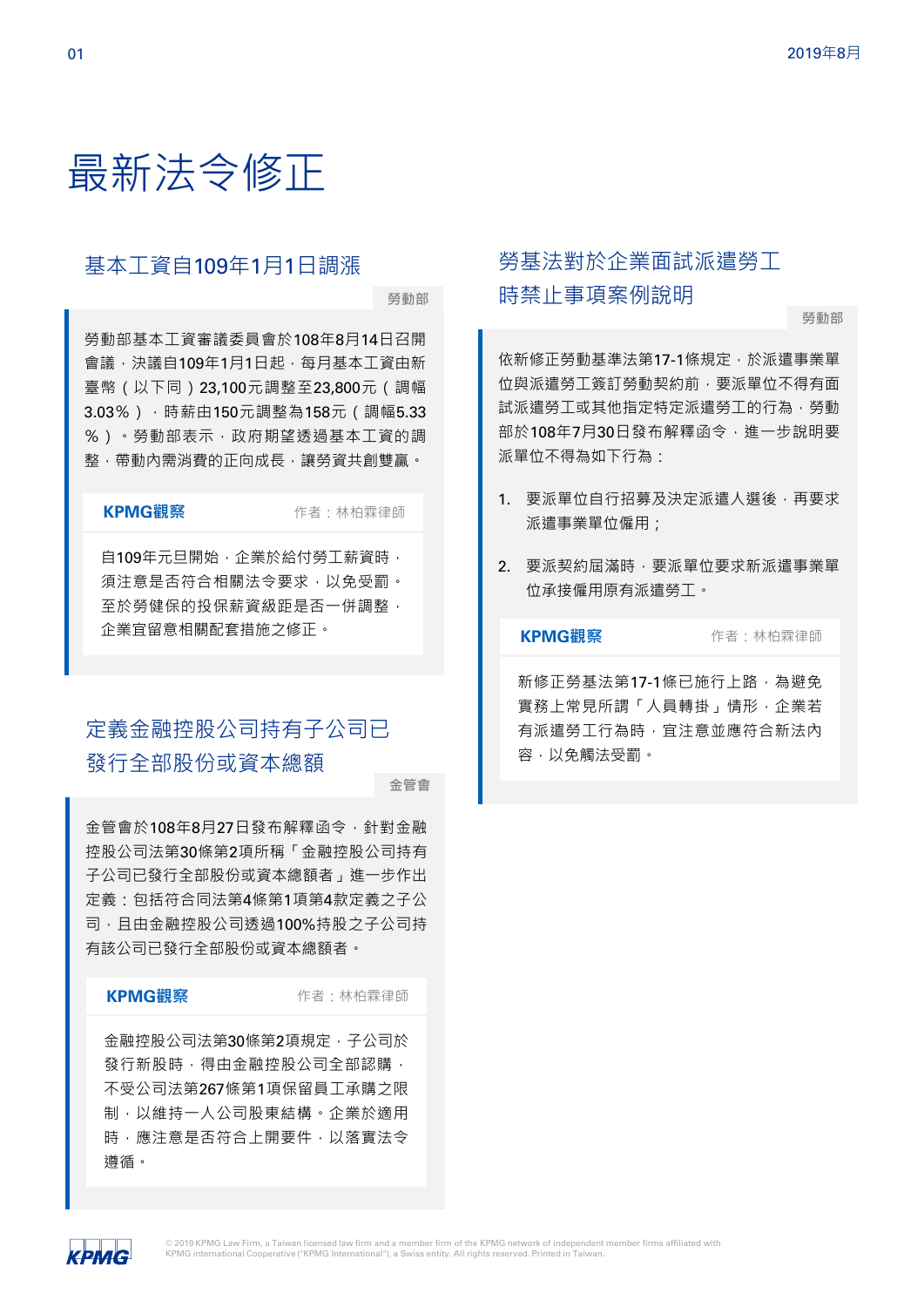# 最新法令修正

## 基本工資自109年1月1日調漲

勞動部

勞動部基本工資審議委員會於108年8月14日召開會議，決議自109年1月1日起，每月基本工資由新臺幣（以下同）23,100元調整至23,800元（調幅3.03%），時薪由150元調整為158元（調幅5.33%）。勞動部表示，政府期望透過基本工資的調整，帶動內需消費的正向成長，讓勞資共創雙贏。

**KPMG觀察** 作者：林柏霖律師

自109年元旦開始，企業於給付勞工薪資時，須注意是否符合相關法令要求，以免受罰。至於勞健保的投保薪資級距是否一併調整，企業宜留意相關配套措施之修正。

## 定義金融控股公司持有子公司已發行全部股份或資本總額

金管會

金管會於108年8月27日發布解釋函令，針對金融控股公司法第30條第2項所稱「金融控股公司持有子公司已發行全部股份或資本總額者」進一步作出定義：包括符合同法第4條第1項第4款定義之子公司，且由金融控股公司透過100%持股之子公司持有該公司已發行全部股份或資本總額者。

**KPMG觀察** 作者：林柏霖律師

金融控股公司法第30條第2項規定，子公司於發行新股時，得由金融控股公司全部認購，不受公司法第267條第1項保留員工承購之限制，以維持一人公司股東結構。企業於適用時，應注意是否符合上開要件，以落實法令遵循。

## 勞基法對於企業面試派遣勞工時禁止事項案例說明

勞動部

依新修正勞動基準法第17-1條規定，於派遣事業單位與派遣勞工簽訂勞動契約前，要派單位不得有面試派遣勞工或其他指定特定派遣勞工的行為，勞動部於108年7月30日發布解釋函令，進一步說明要派單位不得為如下行為：

1. 要派單位自行招募及決定派遣人選後，再要求派遣事業單位僱用；
2. 要派契約屆滿時，要派單位要求新派遣事業單位承接僱用原有派遣勞工。

**KPMG觀察** 作者：林柏霖律師

新修正勞基法第17-1條已施行上路，為避免實務上常見所謂「人員轉掛」情形，企業若有派遣勞工行為時，宜注意並應符合新法內容，以免觸法受罰。

© 2019 KPMG Law Firm, a Taiwan licensed law firm and a member firm of the KPMG network of independent member firms affiliated with KPMG International Cooperative ("KPMG International"), a Swiss entity. All rights reserved. Printed in Taiwan.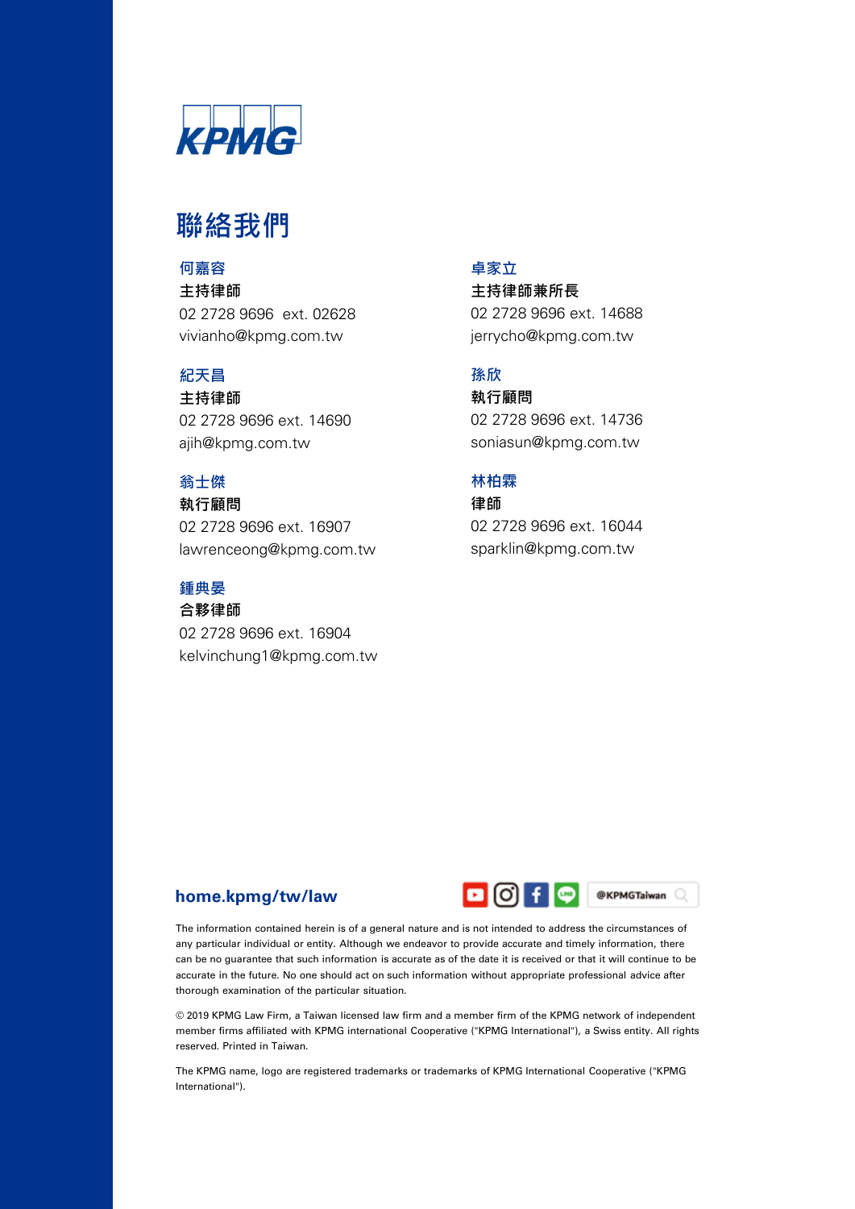KPMG

## 聯絡我們

**何嘉容**
**主持律師**
02 2728 9696 ext. 02628
vivianho@kpmg.com.tw

**紀天昌**
**主持律師**
02 2728 9696 ext. 14690
ajih@kpmg.com.tw

**翁士傑**
**執行顧問**
02 2728 9696 ext. 16907
lawrenceong@kpmg.com.tw

**鍾典晏**
**合夥律師**
02 2728 9696 ext. 16904
kelvinchung1@kpmg.com.tw

**卓家立**
**主持律師兼所長**
02 2728 9696 ext. 14688
jerrycho@kpmg.com.tw

**孫欣**
**執行顧問**
02 2728 9696 ext. 14736
soniasun@kpmg.com.tw

**林柏霖**
**律師**
02 2728 9696 ext. 16044
sparklin@kpmg.com.tw

**home.kpmg/tw/law**

@KPMGTaiwan

The information contained herein is of a general nature and is not intended to address the circumstances of any particular individual or entity. Although we endeavor to provide accurate and timely information, there can be no guarantee that such information is accurate as of the date it is received or that it will continue to be accurate in the future. No one should act on such information without appropriate professional advice after thorough examination of the particular situation.

© 2019 KPMG Law Firm, a Taiwan licensed law firm and a member firm of the KPMG network of independent member firms affiliated with KPMG international Cooperative ("KPMG International"), a Swiss entity. All rights reserved. Printed in Taiwan.

The KPMG name, logo are registered trademarks or trademarks of KPMG International Cooperative ("KPMG International").